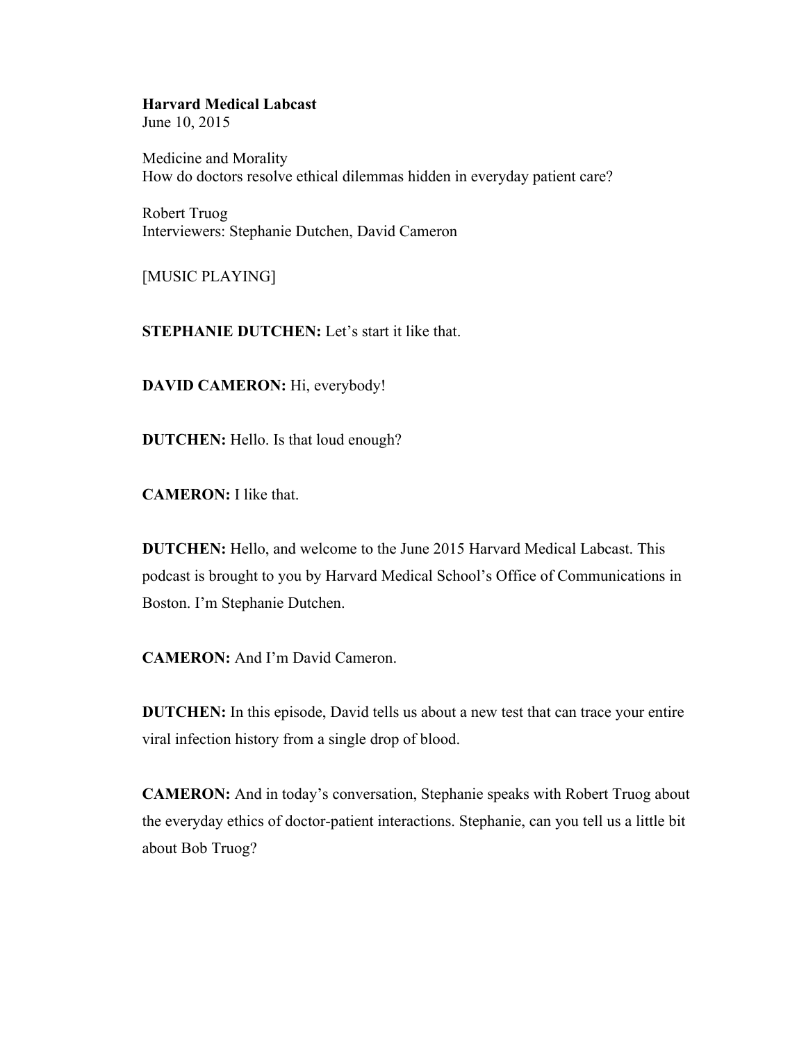**Harvard Medical Labcast**
June 10, 2015

Medicine and Morality
How do doctors resolve ethical dilemmas hidden in everyday patient care?

Robert Truog
Interviewers: Stephanie Dutchen, David Cameron

[MUSIC PLAYING]

**STEPHANIE DUTCHEN:** Let's start it like that.

**DAVID CAMERON:** Hi, everybody!

**DUTCHEN:** Hello. Is that loud enough?

**CAMERON:** I like that.

**DUTCHEN:** Hello, and welcome to the June 2015 Harvard Medical Labcast. This podcast is brought to you by Harvard Medical School's Office of Communications in Boston. I'm Stephanie Dutchen.

**CAMERON:** And I'm David Cameron.

**DUTCHEN:** In this episode, David tells us about a new test that can trace your entire viral infection history from a single drop of blood.

**CAMERON:** And in today's conversation, Stephanie speaks with Robert Truog about the everyday ethics of doctor-patient interactions. Stephanie, can you tell us a little bit about Bob Truog?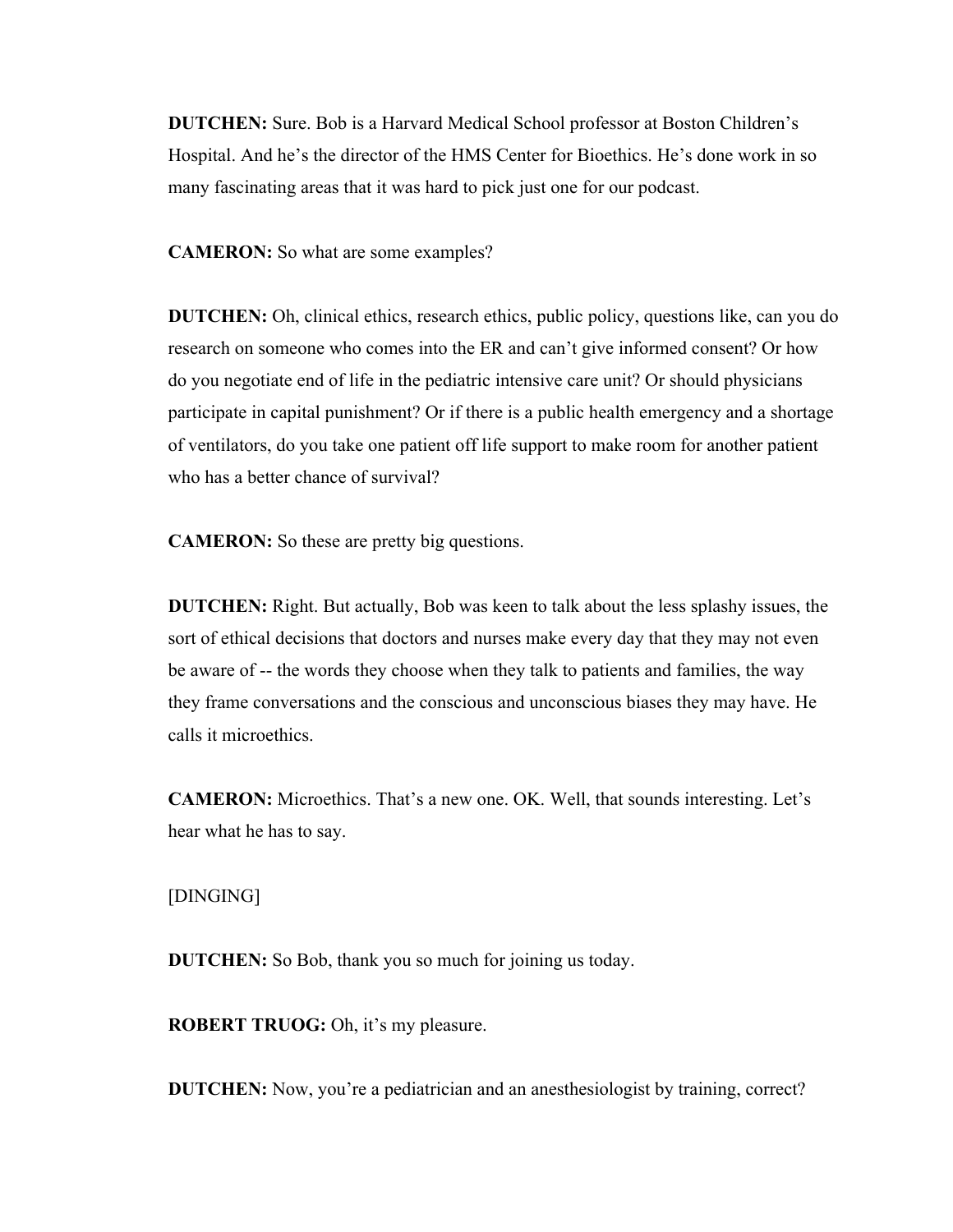**DUTCHEN:** Sure. Bob is a Harvard Medical School professor at Boston Children's Hospital. And he's the director of the HMS Center for Bioethics. He's done work in so many fascinating areas that it was hard to pick just one for our podcast.

**CAMERON:** So what are some examples?

**DUTCHEN:** Oh, clinical ethics, research ethics, public policy, questions like, can you do research on someone who comes into the ER and can't give informed consent? Or how do you negotiate end of life in the pediatric intensive care unit? Or should physicians participate in capital punishment? Or if there is a public health emergency and a shortage of ventilators, do you take one patient off life support to make room for another patient who has a better chance of survival?

**CAMERON:** So these are pretty big questions.

**DUTCHEN:** Right. But actually, Bob was keen to talk about the less splashy issues, the sort of ethical decisions that doctors and nurses make every day that they may not even be aware of -- the words they choose when they talk to patients and families, the way they frame conversations and the conscious and unconscious biases they may have. He calls it microethics.

**CAMERON:** Microethics. That's a new one. OK. Well, that sounds interesting. Let's hear what he has to say.

[DINGING]

**DUTCHEN:** So Bob, thank you so much for joining us today.

**ROBERT TRUOG:** Oh, it's my pleasure.

**DUTCHEN:** Now, you're a pediatrician and an anesthesiologist by training, correct?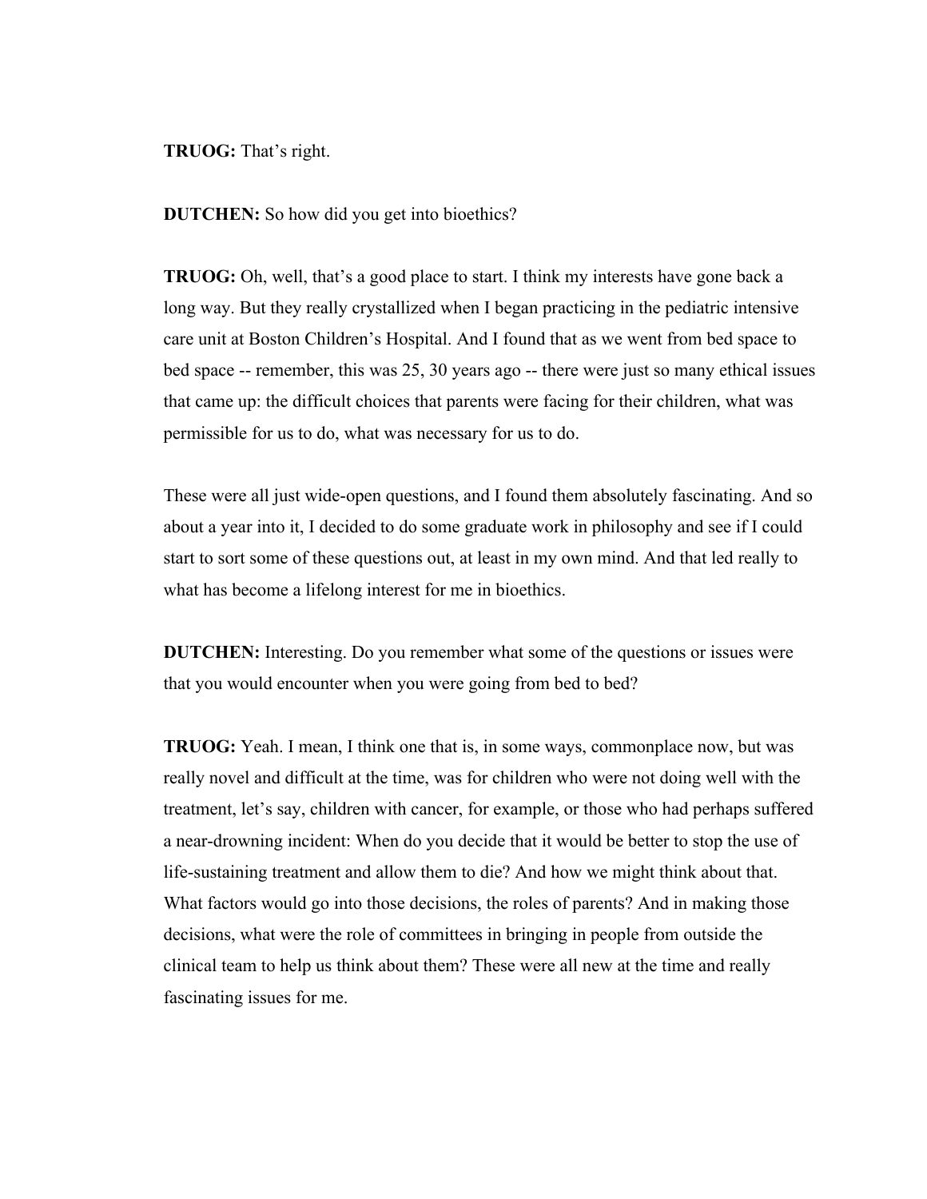**TRUOG:** That's right.

**DUTCHEN:** So how did you get into bioethics?

**TRUOG:** Oh, well, that's a good place to start. I think my interests have gone back a long way. But they really crystallized when I began practicing in the pediatric intensive care unit at Boston Children's Hospital. And I found that as we went from bed space to bed space -- remember, this was 25, 30 years ago -- there were just so many ethical issues that came up: the difficult choices that parents were facing for their children, what was permissible for us to do, what was necessary for us to do.

These were all just wide-open questions, and I found them absolutely fascinating. And so about a year into it, I decided to do some graduate work in philosophy and see if I could start to sort some of these questions out, at least in my own mind. And that led really to what has become a lifelong interest for me in bioethics.

**DUTCHEN:** Interesting. Do you remember what some of the questions or issues were that you would encounter when you were going from bed to bed?

**TRUOG:** Yeah. I mean, I think one that is, in some ways, commonplace now, but was really novel and difficult at the time, was for children who were not doing well with the treatment, let's say, children with cancer, for example, or those who had perhaps suffered a near-drowning incident: When do you decide that it would be better to stop the use of life-sustaining treatment and allow them to die? And how we might think about that. What factors would go into those decisions, the roles of parents? And in making those decisions, what were the role of committees in bringing in people from outside the clinical team to help us think about them? These were all new at the time and really fascinating issues for me.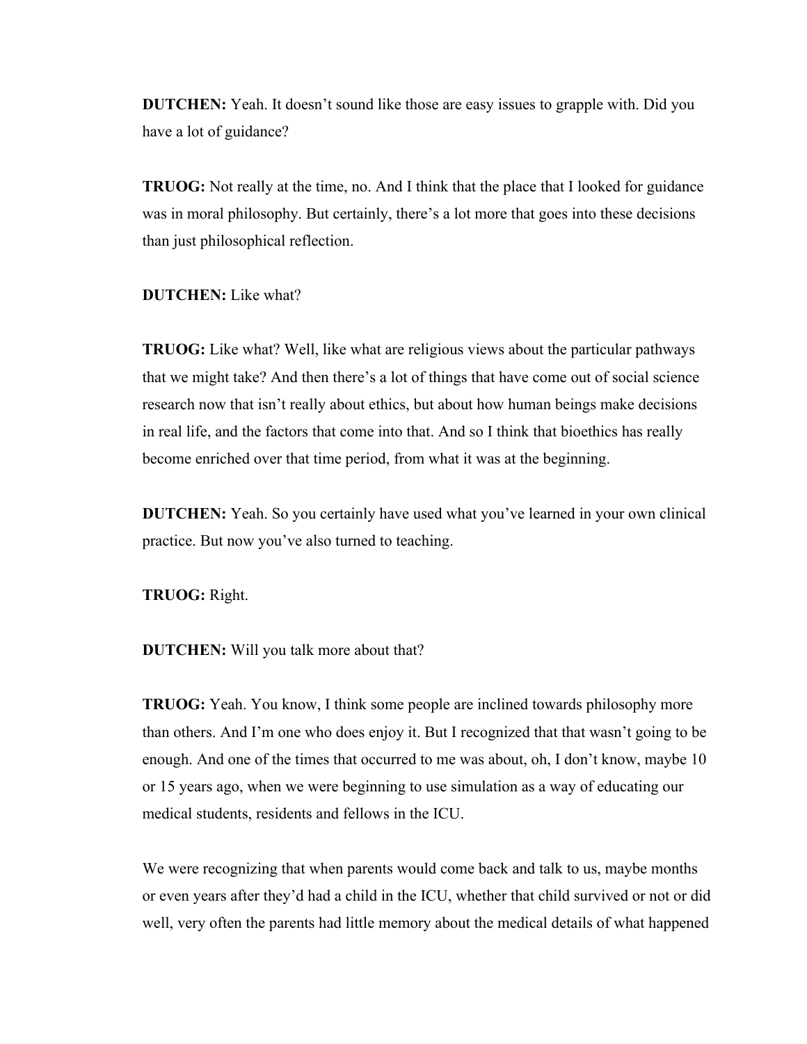**DUTCHEN:** Yeah. It doesn't sound like those are easy issues to grapple with. Did you have a lot of guidance?

**TRUOG:** Not really at the time, no. And I think that the place that I looked for guidance was in moral philosophy. But certainly, there's a lot more that goes into these decisions than just philosophical reflection.

**DUTCHEN:** Like what?

**TRUOG:** Like what? Well, like what are religious views about the particular pathways that we might take? And then there's a lot of things that have come out of social science research now that isn't really about ethics, but about how human beings make decisions in real life, and the factors that come into that. And so I think that bioethics has really become enriched over that time period, from what it was at the beginning.

**DUTCHEN:** Yeah. So you certainly have used what you've learned in your own clinical practice. But now you've also turned to teaching.

**TRUOG:** Right.

**DUTCHEN:** Will you talk more about that?

**TRUOG:** Yeah. You know, I think some people are inclined towards philosophy more than others. And I'm one who does enjoy it. But I recognized that that wasn't going to be enough. And one of the times that occurred to me was about, oh, I don't know, maybe 10 or 15 years ago, when we were beginning to use simulation as a way of educating our medical students, residents and fellows in the ICU.

We were recognizing that when parents would come back and talk to us, maybe months or even years after they'd had a child in the ICU, whether that child survived or not or did well, very often the parents had little memory about the medical details of what happened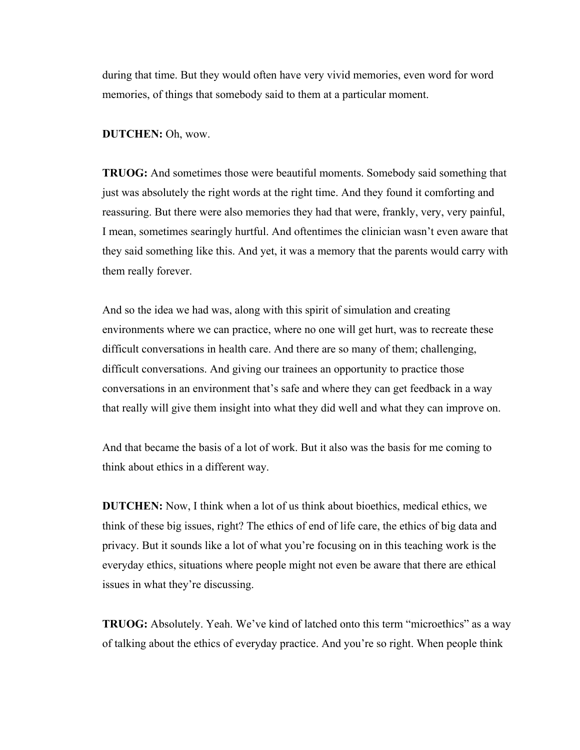during that time. But they would often have very vivid memories, even word for word memories, of things that somebody said to them at a particular moment.

**DUTCHEN:** Oh, wow.

**TRUOG:** And sometimes those were beautiful moments. Somebody said something that just was absolutely the right words at the right time. And they found it comforting and reassuring. But there were also memories they had that were, frankly, very, very painful, I mean, sometimes searingly hurtful. And oftentimes the clinician wasn't even aware that they said something like this. And yet, it was a memory that the parents would carry with them really forever.

And so the idea we had was, along with this spirit of simulation and creating environments where we can practice, where no one will get hurt, was to recreate these difficult conversations in health care. And there are so many of them; challenging, difficult conversations. And giving our trainees an opportunity to practice those conversations in an environment that's safe and where they can get feedback in a way that really will give them insight into what they did well and what they can improve on.

And that became the basis of a lot of work. But it also was the basis for me coming to think about ethics in a different way.

**DUTCHEN:** Now, I think when a lot of us think about bioethics, medical ethics, we think of these big issues, right? The ethics of end of life care, the ethics of big data and privacy. But it sounds like a lot of what you're focusing on in this teaching work is the everyday ethics, situations where people might not even be aware that there are ethical issues in what they're discussing.

**TRUOG:** Absolutely. Yeah. We've kind of latched onto this term "microethics" as a way of talking about the ethics of everyday practice. And you're so right. When people think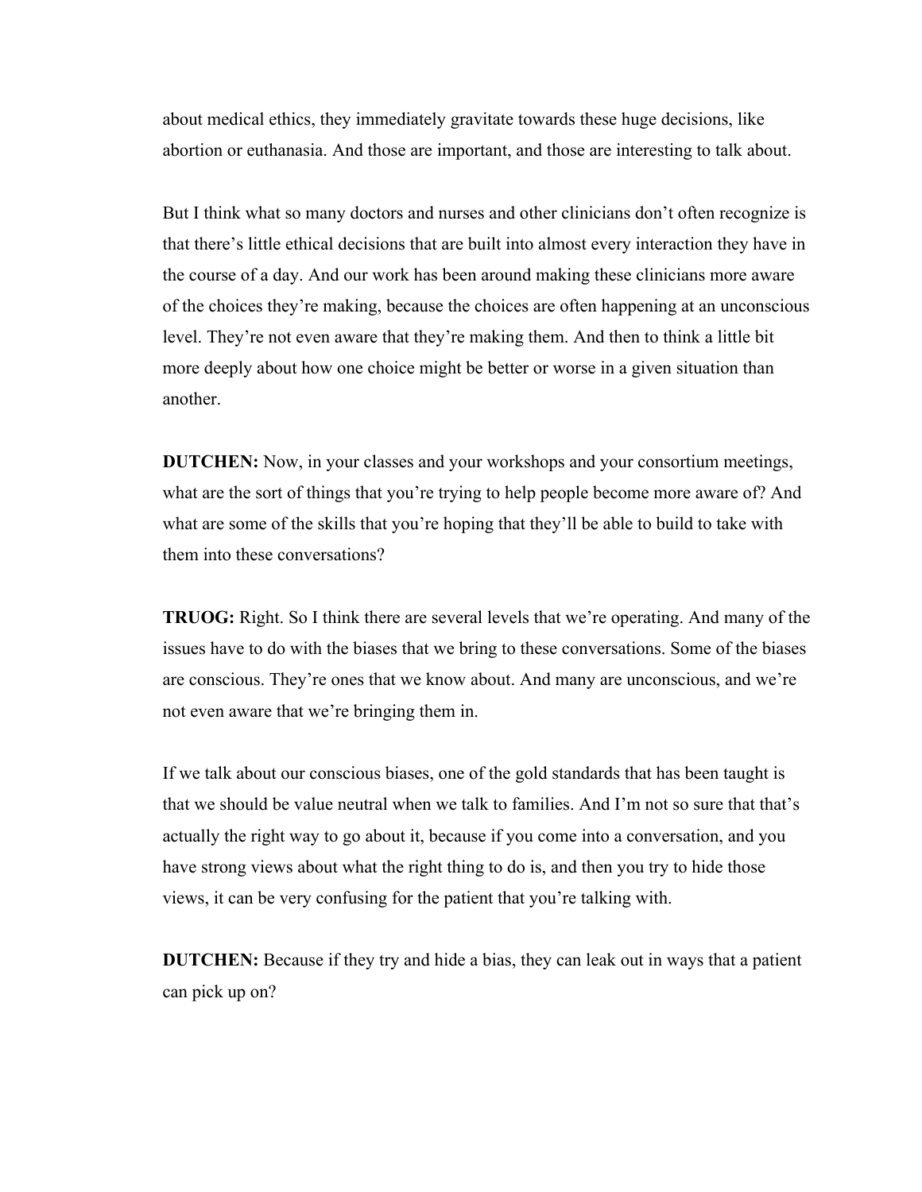about medical ethics, they immediately gravitate towards these huge decisions, like abortion or euthanasia. And those are important, and those are interesting to talk about.

But I think what so many doctors and nurses and other clinicians don't often recognize is that there's little ethical decisions that are built into almost every interaction they have in the course of a day. And our work has been around making these clinicians more aware of the choices they're making, because the choices are often happening at an unconscious level. They're not even aware that they're making them. And then to think a little bit more deeply about how one choice might be better or worse in a given situation than another.

**DUTCHEN:** Now, in your classes and your workshops and your consortium meetings, what are the sort of things that you're trying to help people become more aware of? And what are some of the skills that you're hoping that they'll be able to build to take with them into these conversations?

**TRUOG:** Right. So I think there are several levels that we're operating. And many of the issues have to do with the biases that we bring to these conversations. Some of the biases are conscious. They're ones that we know about. And many are unconscious, and we're not even aware that we're bringing them in.

If we talk about our conscious biases, one of the gold standards that has been taught is that we should be value neutral when we talk to families. And I'm not so sure that that's actually the right way to go about it, because if you come into a conversation, and you have strong views about what the right thing to do is, and then you try to hide those views, it can be very confusing for the patient that you're talking with.

**DUTCHEN:** Because if they try and hide a bias, they can leak out in ways that a patient can pick up on?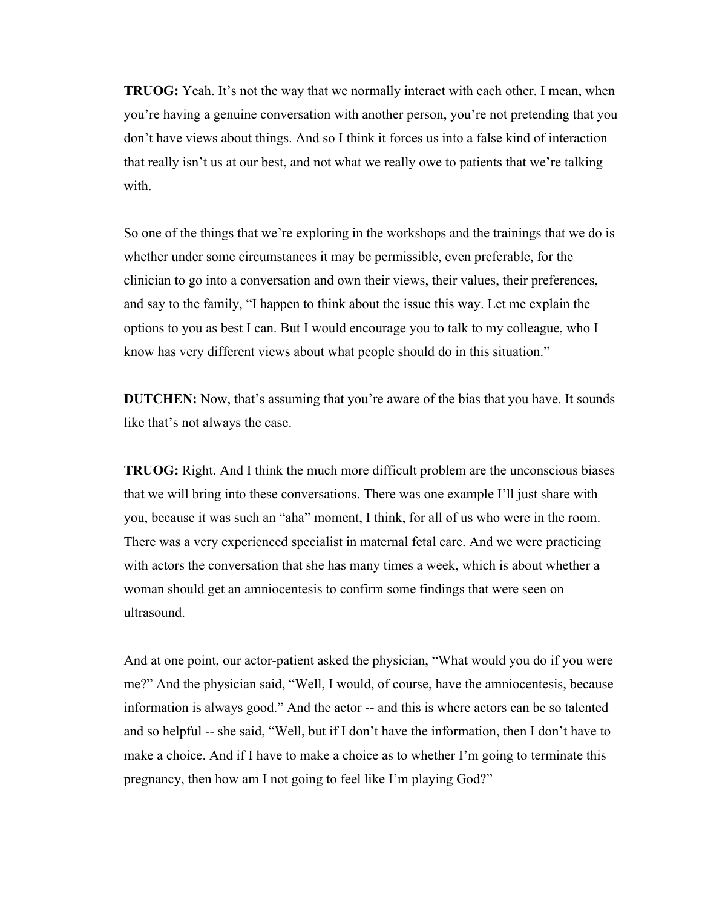**TRUOG:** Yeah. It's not the way that we normally interact with each other. I mean, when you're having a genuine conversation with another person, you're not pretending that you don't have views about things. And so I think it forces us into a false kind of interaction that really isn't us at our best, and not what we really owe to patients that we're talking with.

So one of the things that we're exploring in the workshops and the trainings that we do is whether under some circumstances it may be permissible, even preferable, for the clinician to go into a conversation and own their views, their values, their preferences, and say to the family, "I happen to think about the issue this way. Let me explain the options to you as best I can. But I would encourage you to talk to my colleague, who I know has very different views about what people should do in this situation."

**DUTCHEN:** Now, that's assuming that you're aware of the bias that you have. It sounds like that's not always the case.

**TRUOG:** Right. And I think the much more difficult problem are the unconscious biases that we will bring into these conversations. There was one example I'll just share with you, because it was such an "aha" moment, I think, for all of us who were in the room. There was a very experienced specialist in maternal fetal care. And we were practicing with actors the conversation that she has many times a week, which is about whether a woman should get an amniocentesis to confirm some findings that were seen on ultrasound.

And at one point, our actor-patient asked the physician, "What would you do if you were me?" And the physician said, "Well, I would, of course, have the amniocentesis, because information is always good." And the actor -- and this is where actors can be so talented and so helpful -- she said, "Well, but if I don't have the information, then I don't have to make a choice. And if I have to make a choice as to whether I'm going to terminate this pregnancy, then how am I not going to feel like I'm playing God?"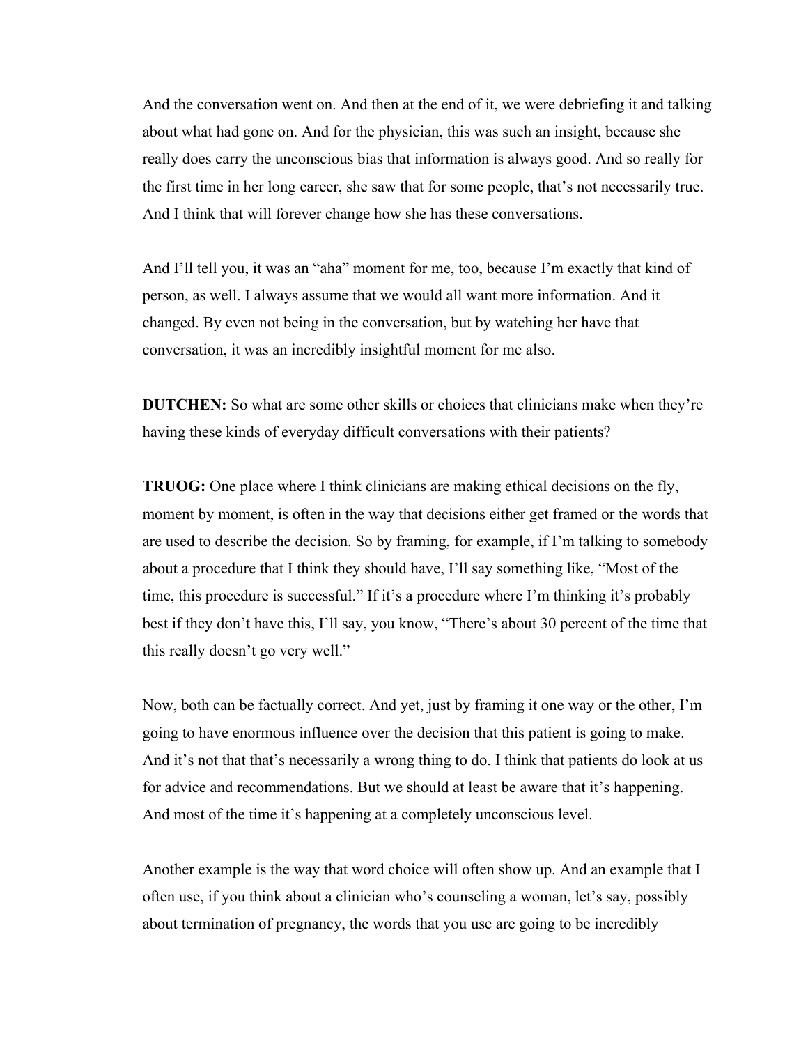And the conversation went on. And then at the end of it, we were debriefing it and talking about what had gone on. And for the physician, this was such an insight, because she really does carry the unconscious bias that information is always good. And so really for the first time in her long career, she saw that for some people, that's not necessarily true. And I think that will forever change how she has these conversations.

And I'll tell you, it was an "aha" moment for me, too, because I'm exactly that kind of person, as well. I always assume that we would all want more information. And it changed. By even not being in the conversation, but by watching her have that conversation, it was an incredibly insightful moment for me also.

**DUTCHEN:** So what are some other skills or choices that clinicians make when they're having these kinds of everyday difficult conversations with their patients?

**TRUOG:** One place where I think clinicians are making ethical decisions on the fly, moment by moment, is often in the way that decisions either get framed or the words that are used to describe the decision. So by framing, for example, if I'm talking to somebody about a procedure that I think they should have, I'll say something like, "Most of the time, this procedure is successful." If it's a procedure where I'm thinking it's probably best if they don't have this, I'll say, you know, "There's about 30 percent of the time that this really doesn't go very well."

Now, both can be factually correct. And yet, just by framing it one way or the other, I'm going to have enormous influence over the decision that this patient is going to make. And it's not that that's necessarily a wrong thing to do. I think that patients do look at us for advice and recommendations. But we should at least be aware that it's happening. And most of the time it's happening at a completely unconscious level.

Another example is the way that word choice will often show up. And an example that I often use, if you think about a clinician who's counseling a woman, let's say, possibly about termination of pregnancy, the words that you use are going to be incredibly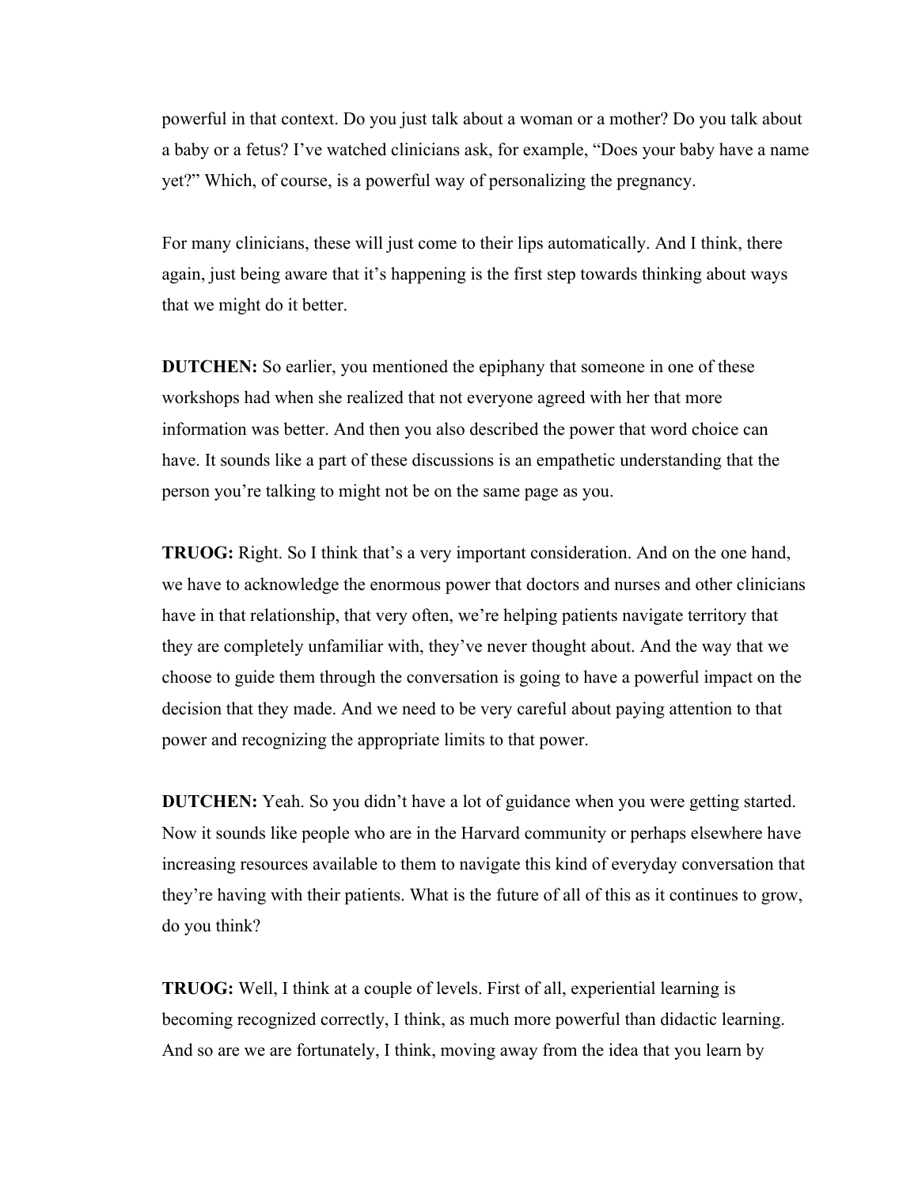powerful in that context. Do you just talk about a woman or a mother? Do you talk about a baby or a fetus? I've watched clinicians ask, for example, "Does your baby have a name yet?" Which, of course, is a powerful way of personalizing the pregnancy.

For many clinicians, these will just come to their lips automatically. And I think, there again, just being aware that it's happening is the first step towards thinking about ways that we might do it better.

**DUTCHEN:** So earlier, you mentioned the epiphany that someone in one of these workshops had when she realized that not everyone agreed with her that more information was better. And then you also described the power that word choice can have. It sounds like a part of these discussions is an empathetic understanding that the person you're talking to might not be on the same page as you.

**TRUOG:** Right. So I think that's a very important consideration. And on the one hand, we have to acknowledge the enormous power that doctors and nurses and other clinicians have in that relationship, that very often, we're helping patients navigate territory that they are completely unfamiliar with, they've never thought about. And the way that we choose to guide them through the conversation is going to have a powerful impact on the decision that they made. And we need to be very careful about paying attention to that power and recognizing the appropriate limits to that power.

**DUTCHEN:** Yeah. So you didn't have a lot of guidance when you were getting started. Now it sounds like people who are in the Harvard community or perhaps elsewhere have increasing resources available to them to navigate this kind of everyday conversation that they're having with their patients. What is the future of all of this as it continues to grow, do you think?

**TRUOG:** Well, I think at a couple of levels. First of all, experiential learning is becoming recognized correctly, I think, as much more powerful than didactic learning. And so are we are fortunately, I think, moving away from the idea that you learn by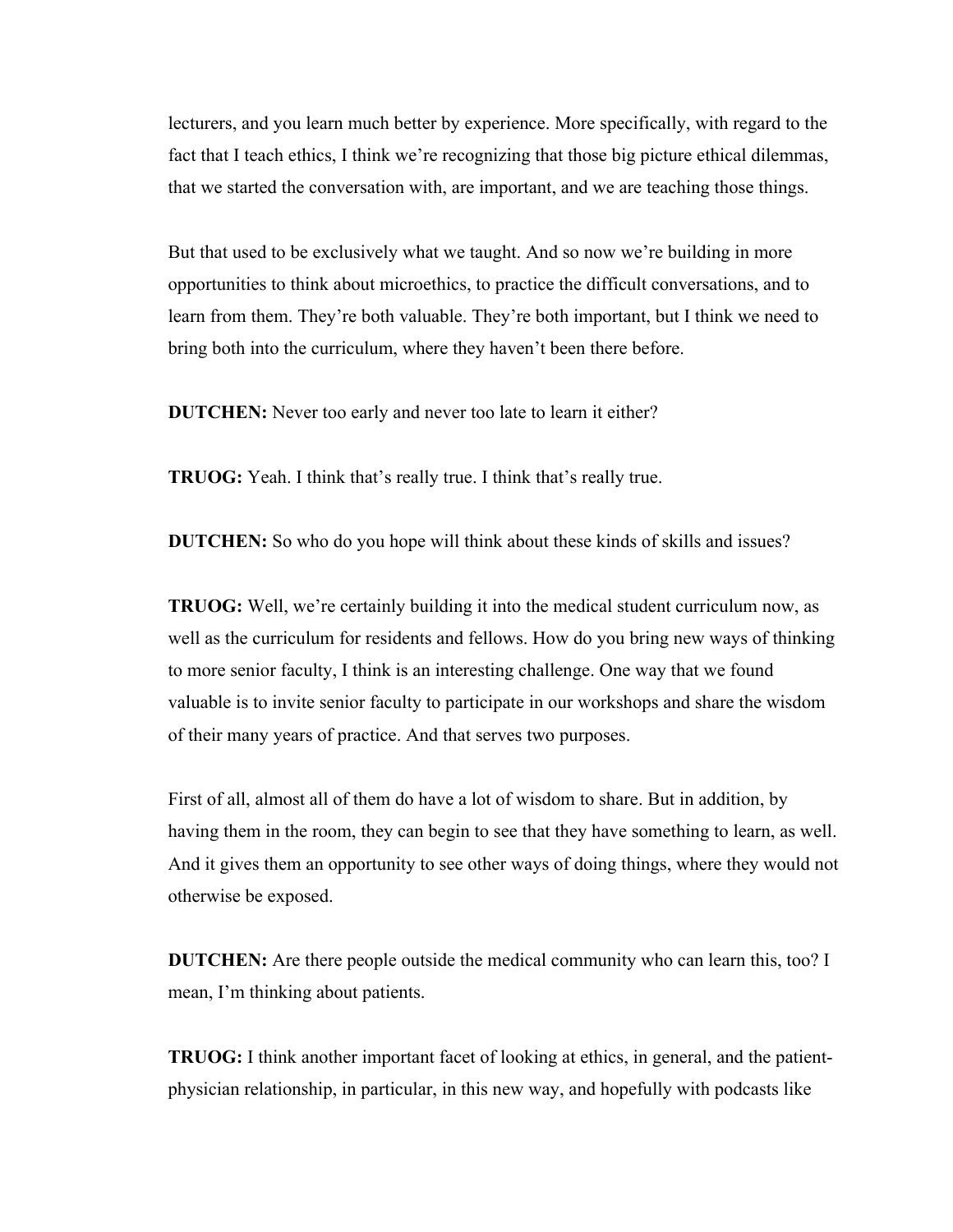lecturers, and you learn much better by experience. More specifically, with regard to the fact that I teach ethics, I think we're recognizing that those big picture ethical dilemmas, that we started the conversation with, are important, and we are teaching those things.

But that used to be exclusively what we taught. And so now we're building in more opportunities to think about microethics, to practice the difficult conversations, and to learn from them. They're both valuable. They're both important, but I think we need to bring both into the curriculum, where they haven't been there before.

**DUTCHEN:** Never too early and never too late to learn it either?

**TRUOG:** Yeah. I think that's really true. I think that's really true.

**DUTCHEN:** So who do you hope will think about these kinds of skills and issues?

**TRUOG:** Well, we're certainly building it into the medical student curriculum now, as well as the curriculum for residents and fellows. How do you bring new ways of thinking to more senior faculty, I think is an interesting challenge. One way that we found valuable is to invite senior faculty to participate in our workshops and share the wisdom of their many years of practice. And that serves two purposes.

First of all, almost all of them do have a lot of wisdom to share. But in addition, by having them in the room, they can begin to see that they have something to learn, as well. And it gives them an opportunity to see other ways of doing things, where they would not otherwise be exposed.

**DUTCHEN:** Are there people outside the medical community who can learn this, too? I mean, I'm thinking about patients.

**TRUOG:** I think another important facet of looking at ethics, in general, and the patient-physician relationship, in particular, in this new way, and hopefully with podcasts like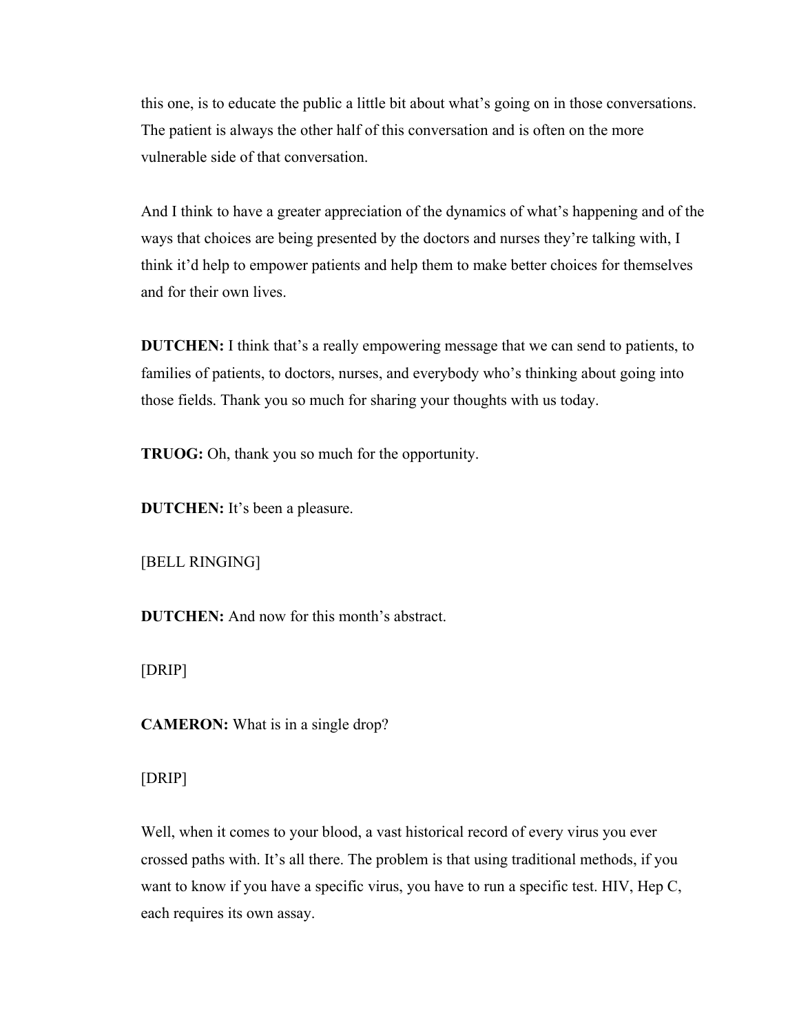this one, is to educate the public a little bit about what's going on in those conversations. The patient is always the other half of this conversation and is often on the more vulnerable side of that conversation.

And I think to have a greater appreciation of the dynamics of what's happening and of the ways that choices are being presented by the doctors and nurses they're talking with, I think it'd help to empower patients and help them to make better choices for themselves and for their own lives.

**DUTCHEN:** I think that's a really empowering message that we can send to patients, to families of patients, to doctors, nurses, and everybody who's thinking about going into those fields. Thank you so much for sharing your thoughts with us today.

**TRUOG:** Oh, thank you so much for the opportunity.

**DUTCHEN:** It's been a pleasure.

[BELL RINGING]

**DUTCHEN:** And now for this month's abstract.

[DRIP]

**CAMERON:** What is in a single drop?

[DRIP]

Well, when it comes to your blood, a vast historical record of every virus you ever crossed paths with. It's all there. The problem is that using traditional methods, if you want to know if you have a specific virus, you have to run a specific test. HIV, Hep C, each requires its own assay.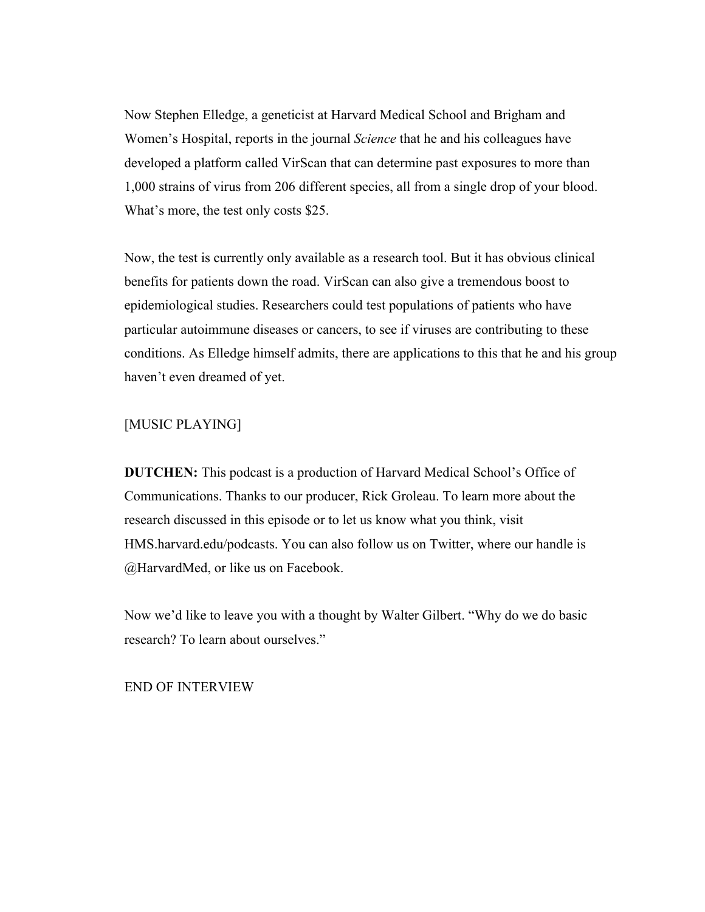Now Stephen Elledge, a geneticist at Harvard Medical School and Brigham and Women's Hospital, reports in the journal *Science* that he and his colleagues have developed a platform called VirScan that can determine past exposures to more than 1,000 strains of virus from 206 different species, all from a single drop of your blood. What's more, the test only costs $25.

Now, the test is currently only available as a research tool. But it has obvious clinical benefits for patients down the road. VirScan can also give a tremendous boost to epidemiological studies. Researchers could test populations of patients who have particular autoimmune diseases or cancers, to see if viruses are contributing to these conditions. As Elledge himself admits, there are applications to this that he and his group haven't even dreamed of yet.

[MUSIC PLAYING]

**DUTCHEN:** This podcast is a production of Harvard Medical School's Office of Communications. Thanks to our producer, Rick Groleau. To learn more about the research discussed in this episode or to let us know what you think, visit HMS.harvard.edu/podcasts. You can also follow us on Twitter, where our handle is @HarvardMed, or like us on Facebook.

Now we'd like to leave you with a thought by Walter Gilbert. "Why do we do basic research? To learn about ourselves."

END OF INTERVIEW